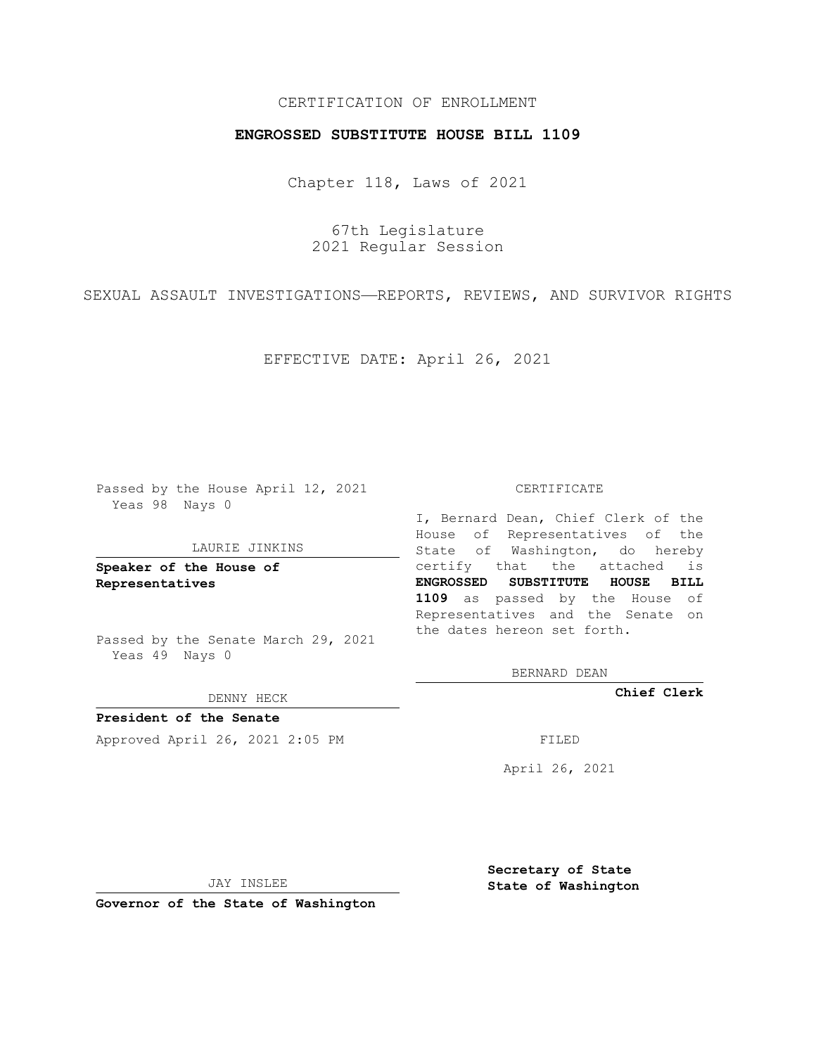CERTIFICATION OF ENROLLMENT

**ENGROSSED SUBSTITUTE HOUSE BILL 1109**

Chapter 118, Laws of 2021

67th Legislature
2021 Regular Session

SEXUAL ASSAULT INVESTIGATIONS—REPORTS, REVIEWS, AND SURVIVOR RIGHTS

EFFECTIVE DATE: April 26, 2021

Passed by the House April 12, 2021
Yeas 98 Nays 0

LAURIE JINKINS

**Speaker of the House of Representatives**

Passed by the Senate March 29, 2021
Yeas 49 Nays 0

DENNY HECK

**President of the Senate**

Approved April 26, 2021 2:05 PM

JAY INSLEE

**Governor of the State of Washington**

CERTIFICATE

I, Bernard Dean, Chief Clerk of the House of Representatives of the State of Washington, do hereby certify that the attached is **ENGROSSED SUBSTITUTE HOUSE BILL 1109** as passed by the House of Representatives and the Senate on the dates hereon set forth.

BERNARD DEAN

**Chief Clerk**

FILED

April 26, 2021

**Secretary of State**
**State of Washington**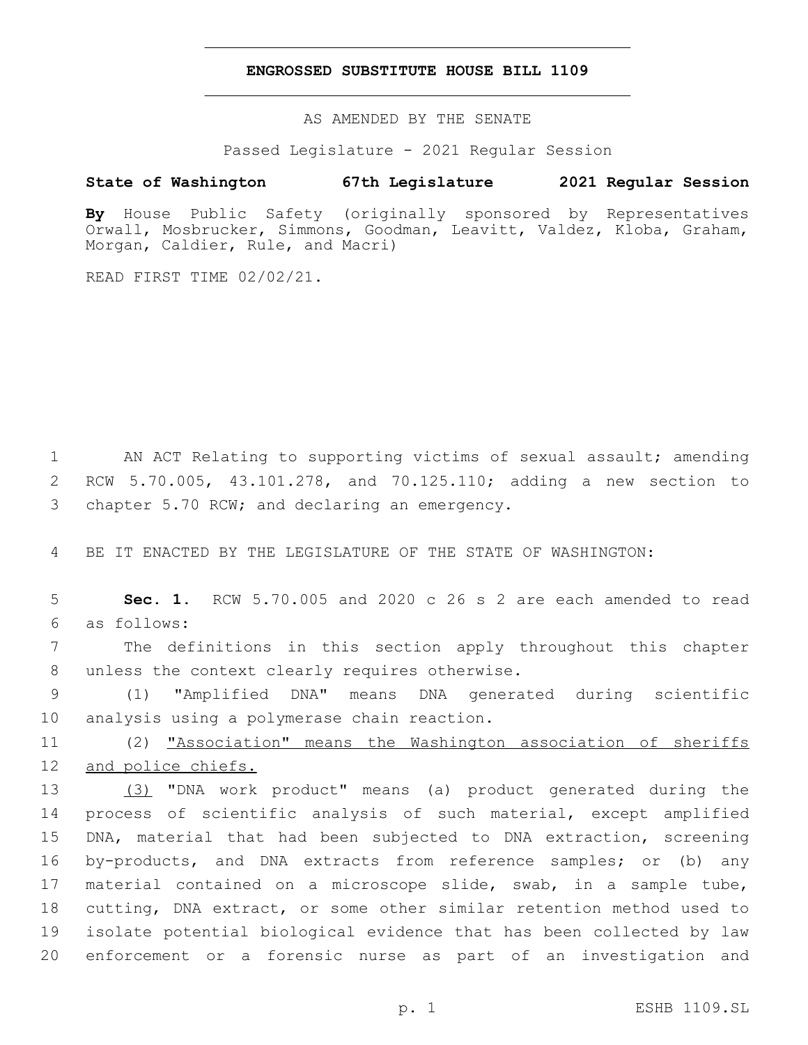**ENGROSSED SUBSTITUTE HOUSE BILL 1109**

AS AMENDED BY THE SENATE

Passed Legislature - 2021 Regular Session

**State of Washington 67th Legislature 2021 Regular Session**

**By** House Public Safety (originally sponsored by Representatives Orwall, Mosbrucker, Simmons, Goodman, Leavitt, Valdez, Kloba, Graham, Morgan, Caldier, Rule, and Macri)

READ FIRST TIME 02/02/21.

AN ACT Relating to supporting victims of sexual assault; amending RCW 5.70.005, 43.101.278, and 70.125.110; adding a new section to chapter 5.70 RCW; and declaring an emergency.

BE IT ENACTED BY THE LEGISLATURE OF THE STATE OF WASHINGTON:

**Sec. 1.** RCW 5.70.005 and 2020 c 26 s 2 are each amended to read as follows:

The definitions in this section apply throughout this chapter unless the context clearly requires otherwise.

(1) "Amplified DNA" means DNA generated during scientific analysis using a polymerase chain reaction.

(2) <u>"Association" means the Washington association of sheriffs and police chiefs.</u>

<u>(3)</u> "DNA work product" means (a) product generated during the process of scientific analysis of such material, except amplified DNA, material that had been subjected to DNA extraction, screening by-products, and DNA extracts from reference samples; or (b) any material contained on a microscope slide, swab, in a sample tube, cutting, DNA extract, or some other similar retention method used to isolate potential biological evidence that has been collected by law enforcement or a forensic nurse as part of an investigation and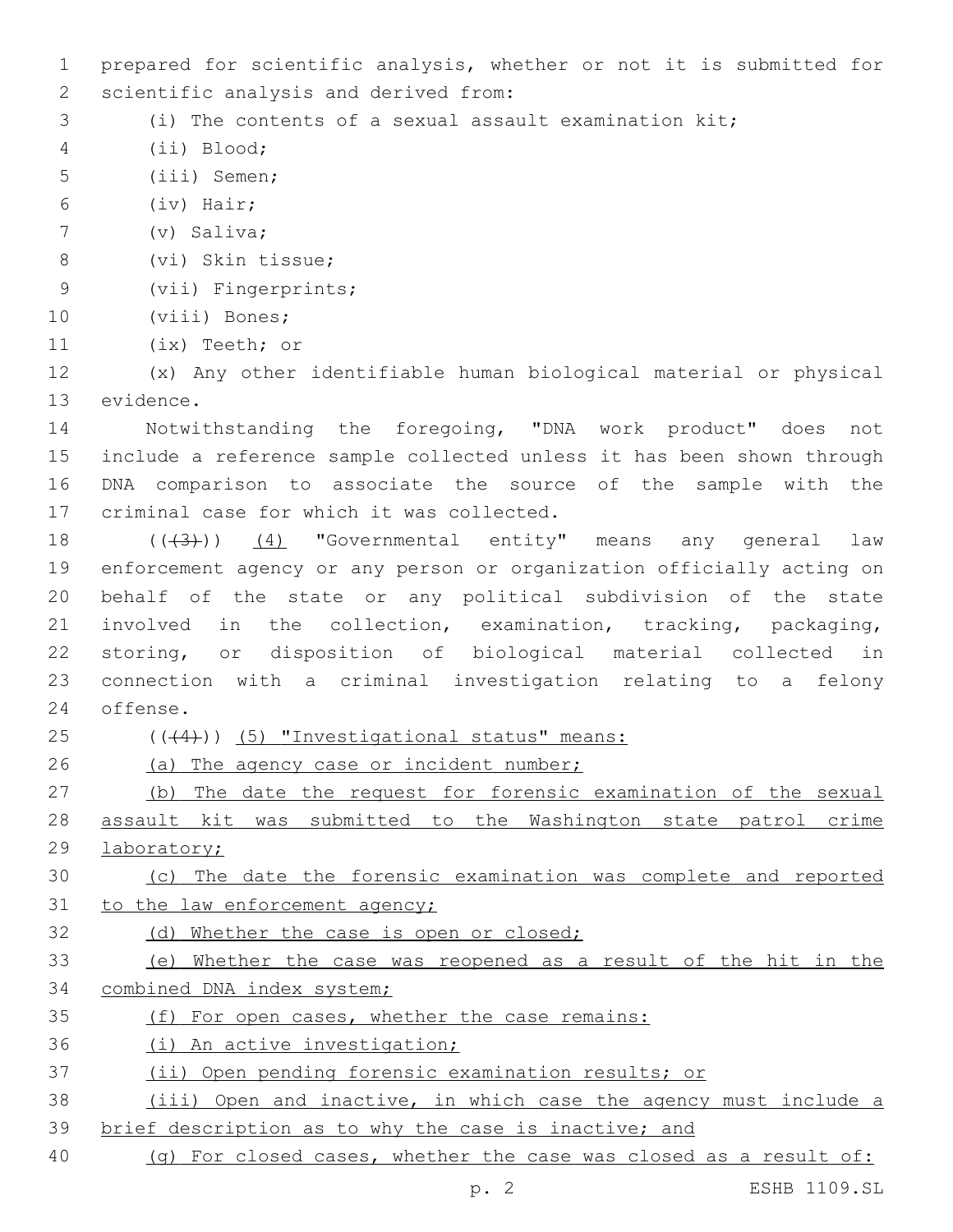prepared for scientific analysis, whether or not it is submitted for scientific analysis and derived from:

(i) The contents of a sexual assault examination kit;

(ii) Blood;

(iii) Semen;

(iv) Hair;

(v) Saliva;

(vi) Skin tissue;

(vii) Fingerprints;

(viii) Bones;

(ix) Teeth; or

(x) Any other identifiable human biological material or physical evidence.

Notwithstanding the foregoing, "DNA work product" does not include a reference sample collected unless it has been shown through DNA comparison to associate the source of the sample with the criminal case for which it was collected.

(~~(3)~~) (4) "Governmental entity" means any general law enforcement agency or any person or organization officially acting on behalf of the state or any political subdivision of the state involved in the collection, examination, tracking, packaging, storing, or disposition of biological material collected in connection with a criminal investigation relating to a felony offense.

(~~(4)~~) (5) "Investigational status" means:

(a) The agency case or incident number;

(b) The date the request for forensic examination of the sexual assault kit was submitted to the Washington state patrol crime laboratory;

(c) The date the forensic examination was complete and reported to the law enforcement agency;

(d) Whether the case is open or closed;

(e) Whether the case was reopened as a result of the hit in the combined DNA index system;

(f) For open cases, whether the case remains:

(i) An active investigation;

(ii) Open pending forensic examination results; or

(iii) Open and inactive, in which case the agency must include a brief description as to why the case is inactive; and

(g) For closed cases, whether the case was closed as a result of: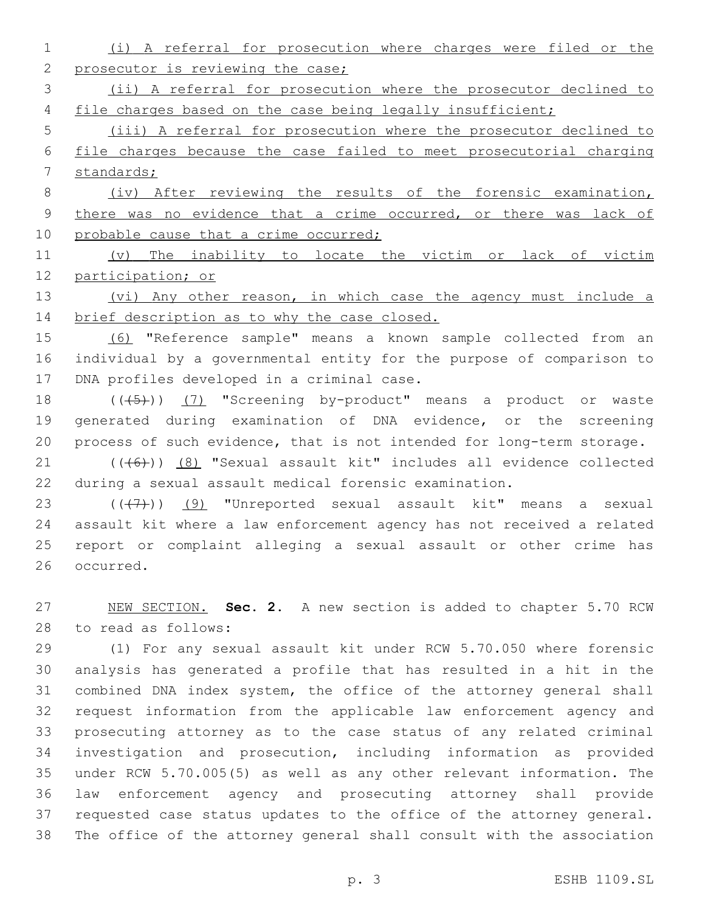(i) A referral for prosecution where charges were filed or the prosecutor is reviewing the case;

(ii) A referral for prosecution where the prosecutor declined to file charges based on the case being legally insufficient;

(iii) A referral for prosecution where the prosecutor declined to file charges because the case failed to meet prosecutorial charging standards;

(iv) After reviewing the results of the forensic examination, there was no evidence that a crime occurred, or there was lack of probable cause that a crime occurred;

(v) The inability to locate the victim or lack of victim participation; or

(vi) Any other reason, in which case the agency must include a brief description as to why the case closed.

(6) "Reference sample" means a known sample collected from an individual by a governmental entity for the purpose of comparison to DNA profiles developed in a criminal case.

((~~(5)~~)) (7) "Screening by-product" means a product or waste generated during examination of DNA evidence, or the screening process of such evidence, that is not intended for long-term storage.

((~~(6)~~)) (8) "Sexual assault kit" includes all evidence collected during a sexual assault medical forensic examination.

((~~(7)~~)) (9) "Unreported sexual assault kit" means a sexual assault kit where a law enforcement agency has not received a related report or complaint alleging a sexual assault or other crime has occurred.

NEW SECTION. **Sec. 2.** A new section is added to chapter 5.70 RCW to read as follows:

(1) For any sexual assault kit under RCW 5.70.050 where forensic analysis has generated a profile that has resulted in a hit in the combined DNA index system, the office of the attorney general shall request information from the applicable law enforcement agency and prosecuting attorney as to the case status of any related criminal investigation and prosecution, including information as provided under RCW 5.70.005(5) as well as any other relevant information. The law enforcement agency and prosecuting attorney shall provide requested case status updates to the office of the attorney general. The office of the attorney general shall consult with the association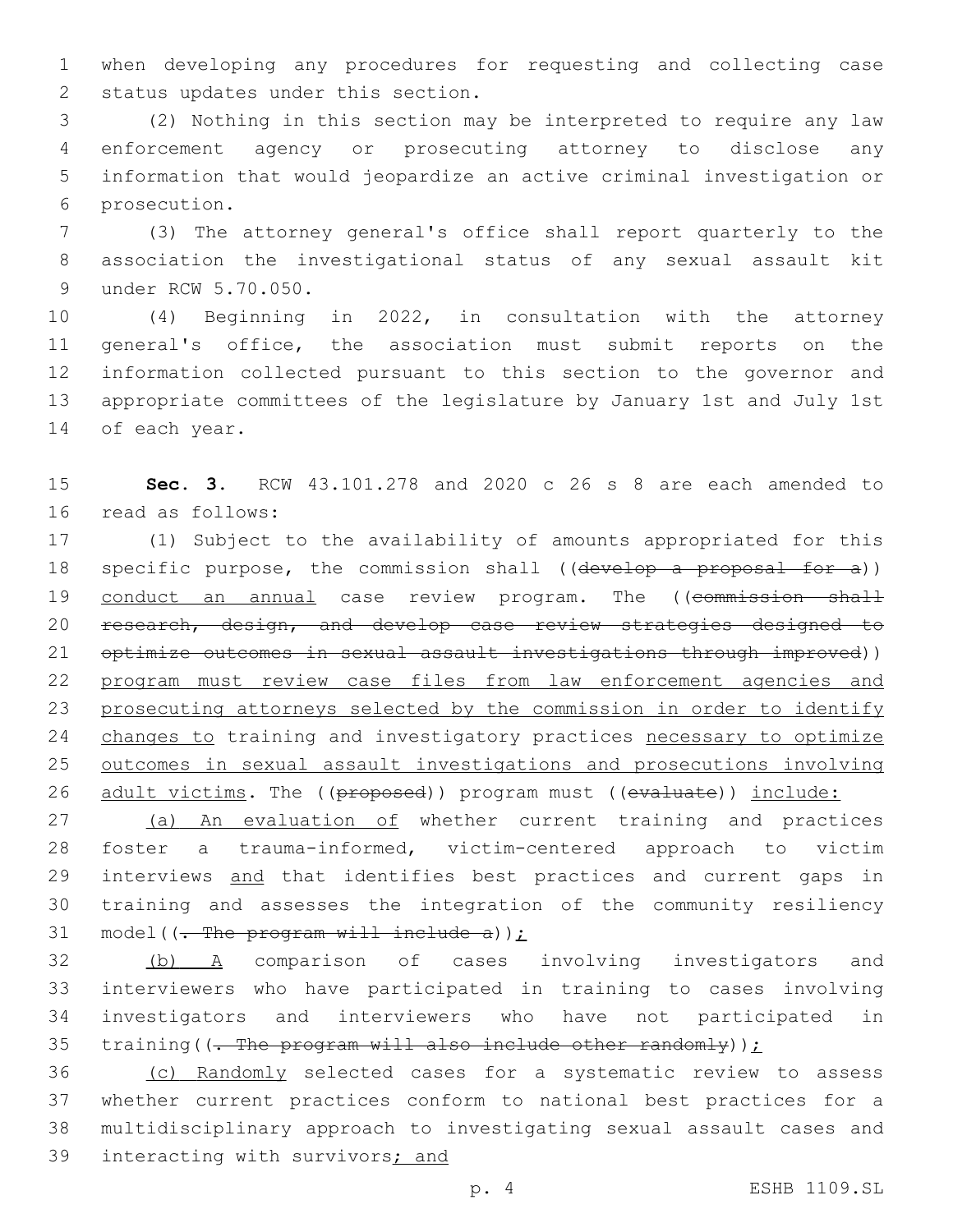when developing any procedures for requesting and collecting case status updates under this section.

(2) Nothing in this section may be interpreted to require any law enforcement agency or prosecuting attorney to disclose any information that would jeopardize an active criminal investigation or prosecution.

(3) The attorney general's office shall report quarterly to the association the investigational status of any sexual assault kit under RCW 5.70.050.

(4) Beginning in 2022, in consultation with the attorney general's office, the association must submit reports on the information collected pursuant to this section to the governor and appropriate committees of the legislature by January 1st and July 1st of each year.

**Sec. 3.** RCW 43.101.278 and 2020 c 26 s 8 are each amended to read as follows:

(1) Subject to the availability of amounts appropriated for this specific purpose, the commission shall ((~~develop a proposal for a~~)) conduct an annual case review program. The ((~~commission shall research, design, and develop case review strategies designed to optimize outcomes in sexual assault investigations through improved~~)) program must review case files from law enforcement agencies and prosecuting attorneys selected by the commission in order to identify changes to training and investigatory practices necessary to optimize outcomes in sexual assault investigations and prosecutions involving adult victims. The ((~~proposed~~)) program must ((~~evaluate~~)) include:

(a) An evaluation of whether current training and practices foster a trauma-informed, victim-centered approach to victim interviews and that identifies best practices and current gaps in training and assesses the integration of the community resiliency model((~~. The program will include a~~));

(b) A comparison of cases involving investigators and interviewers who have participated in training to cases involving investigators and interviewers who have not participated in training((~~. The program will also include other randomly~~));

(c) Randomly selected cases for a systematic review to assess whether current practices conform to national best practices for a multidisciplinary approach to investigating sexual assault cases and interacting with survivors; and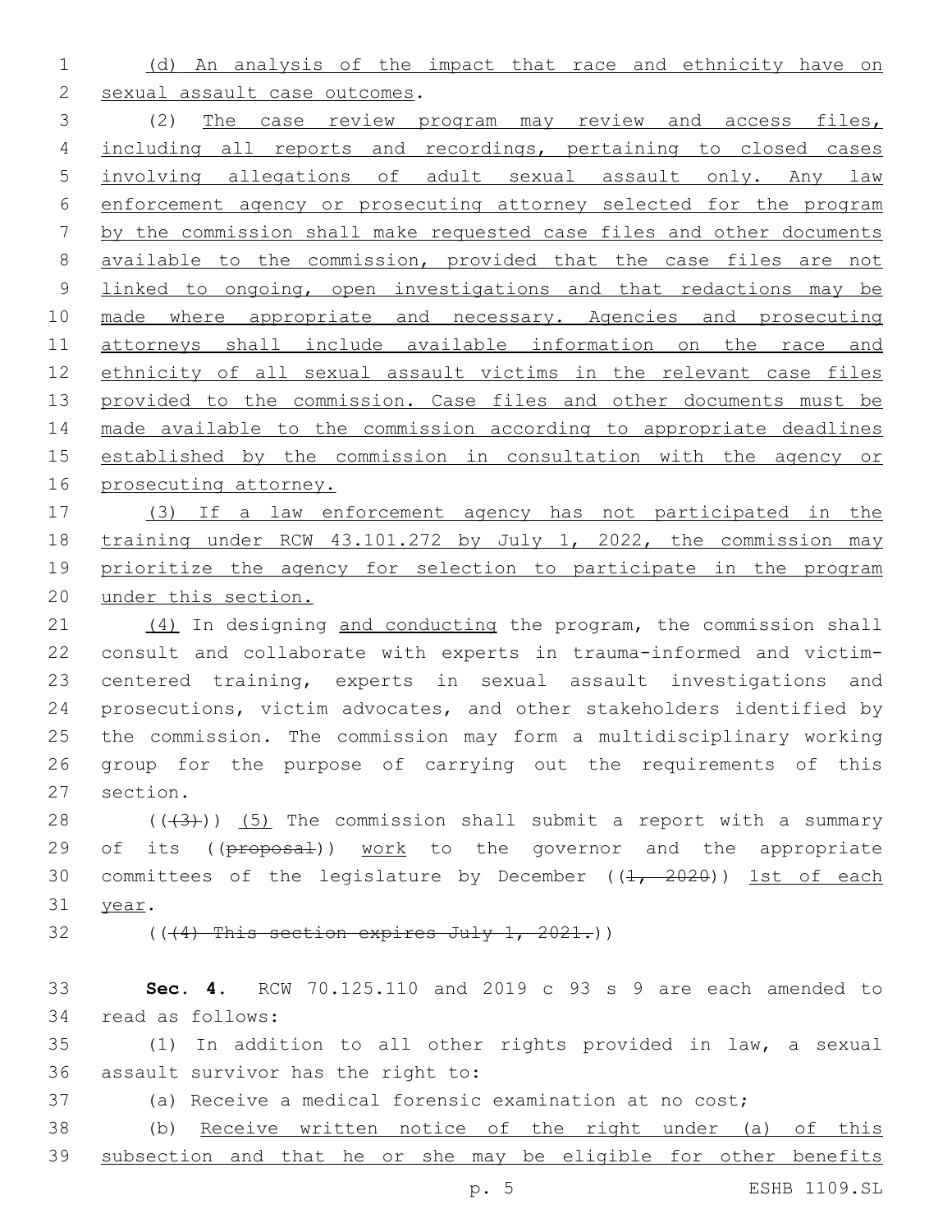(d) An analysis of the impact that race and ethnicity have on sexual assault case outcomes.

(2) The case review program may review and access files, including all reports and recordings, pertaining to closed cases involving allegations of adult sexual assault only. Any law enforcement agency or prosecuting attorney selected for the program by the commission shall make requested case files and other documents available to the commission, provided that the case files are not linked to ongoing, open investigations and that redactions may be made where appropriate and necessary. Agencies and prosecuting attorneys shall include available information on the race and ethnicity of all sexual assault victims in the relevant case files provided to the commission. Case files and other documents must be made available to the commission according to appropriate deadlines established by the commission in consultation with the agency or prosecuting attorney.

(3) If a law enforcement agency has not participated in the training under RCW 43.101.272 by July 1, 2022, the commission may prioritize the agency for selection to participate in the program under this section.

(4) In designing and conducting the program, the commission shall consult and collaborate with experts in trauma-informed and victim-centered training, experts in sexual assault investigations and prosecutions, victim advocates, and other stakeholders identified by the commission. The commission may form a multidisciplinary working group for the purpose of carrying out the requirements of this section.

(((3))) (5) The commission shall submit a report with a summary of its ((proposal)) work to the governor and the appropriate committees of the legislature by December ((1, 2020)) 1st of each year.

(((4) This section expires July 1, 2021.))

**Sec. 4.** RCW 70.125.110 and 2019 c 93 s 9 are each amended to read as follows:

(1) In addition to all other rights provided in law, a sexual assault survivor has the right to:

(a) Receive a medical forensic examination at no cost;

(b) Receive written notice of the right under (a) of this subsection and that he or she may be eligible for other benefits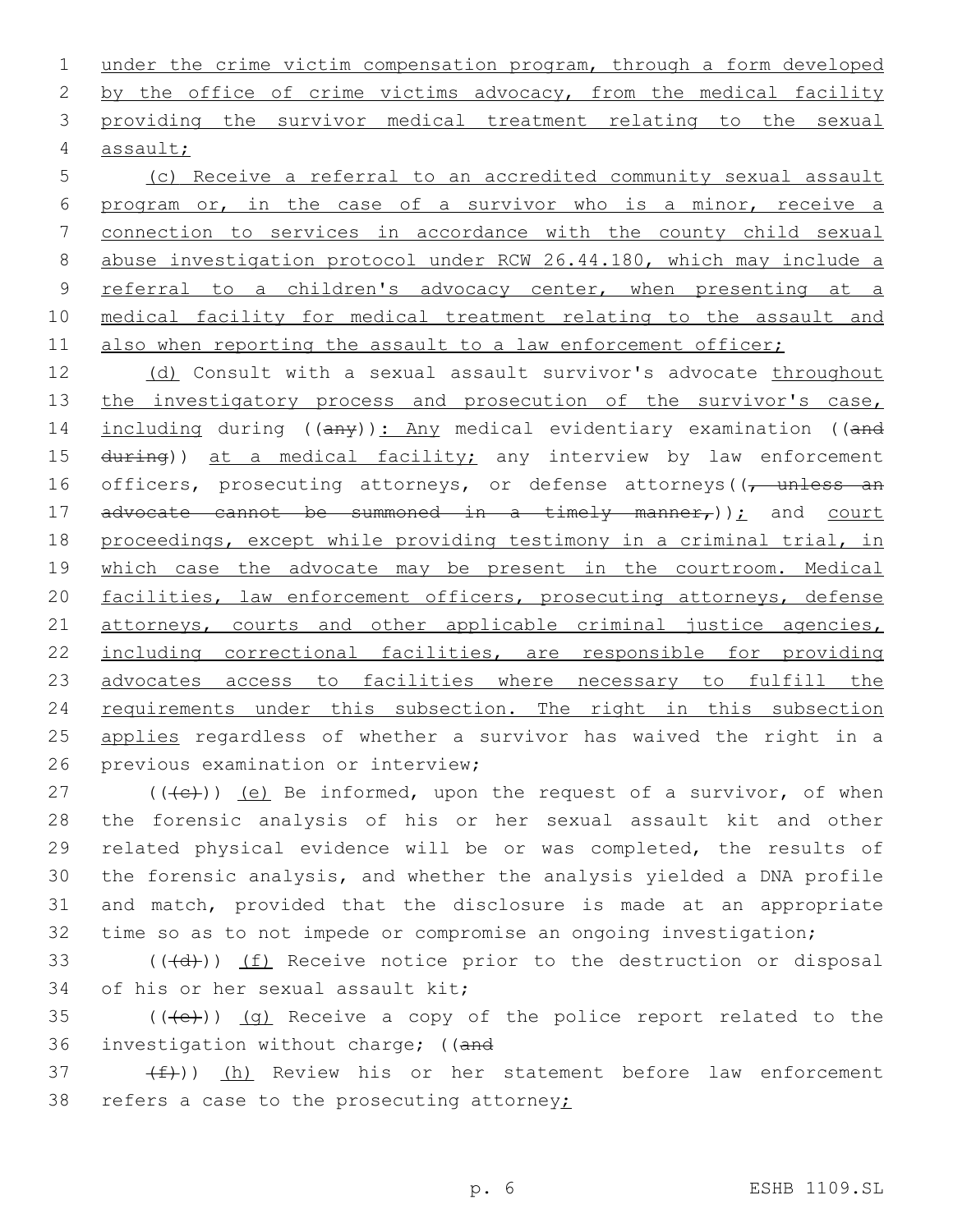under the crime victim compensation program, through a form developed by the office of crime victims advocacy, from the medical facility providing the survivor medical treatment relating to the sexual assault;

(c) Receive a referral to an accredited community sexual assault program or, in the case of a survivor who is a minor, receive a connection to services in accordance with the county child sexual abuse investigation protocol under RCW 26.44.180, which may include a referral to a children's advocacy center, when presenting at a medical facility for medical treatment relating to the assault and also when reporting the assault to a law enforcement officer;

(d) Consult with a sexual assault survivor's advocate throughout the investigatory process and prosecution of the survivor's case, including during ((any)): Any medical evidentiary examination ((and during)) at a medical facility; any interview by law enforcement officers, prosecuting attorneys, or defense attorneys((, unless an advocate cannot be summoned in a timely manner,)); and court proceedings, except while providing testimony in a criminal trial, in which case the advocate may be present in the courtroom. Medical facilities, law enforcement officers, prosecuting attorneys, defense attorneys, courts and other applicable criminal justice agencies, including correctional facilities, are responsible for providing advocates access to facilities where necessary to fulfill the requirements under this subsection. The right in this subsection applies regardless of whether a survivor has waived the right in a previous examination or interview;

(((c))) (e) Be informed, upon the request of a survivor, of when the forensic analysis of his or her sexual assault kit and other related physical evidence will be or was completed, the results of the forensic analysis, and whether the analysis yielded a DNA profile and match, provided that the disclosure is made at an appropriate time so as to not impede or compromise an ongoing investigation;

(((d))) (f) Receive notice prior to the destruction or disposal of his or her sexual assault kit;

(((e))) (g) Receive a copy of the police report related to the investigation without charge; ((and

(f))) (h) Review his or her statement before law enforcement refers a case to the prosecuting attorney;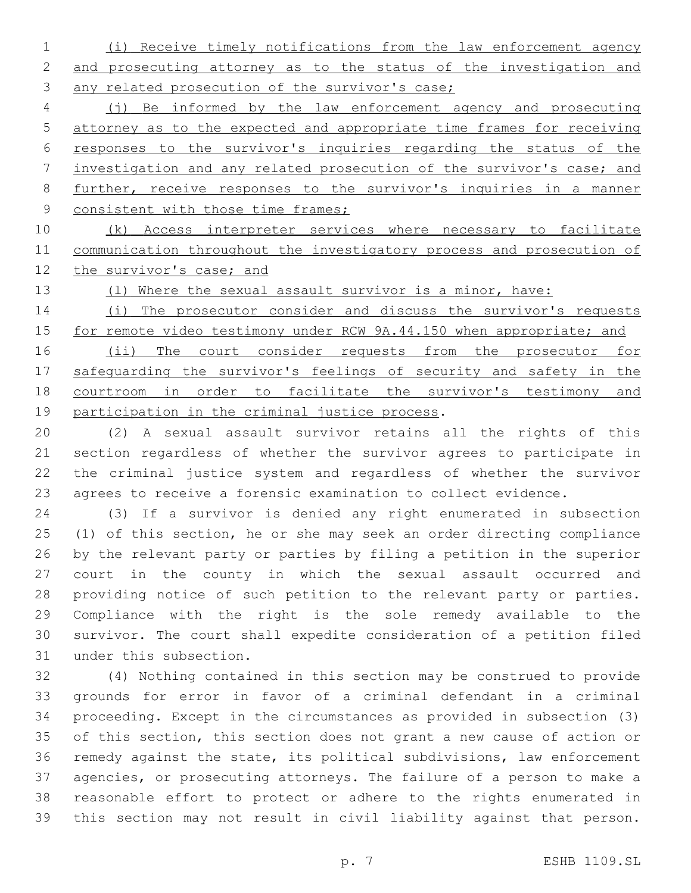(i) Receive timely notifications from the law enforcement agency and prosecuting attorney as to the status of the investigation and any related prosecution of the survivor's case;

(j) Be informed by the law enforcement agency and prosecuting attorney as to the expected and appropriate time frames for receiving responses to the survivor's inquiries regarding the status of the investigation and any related prosecution of the survivor's case; and further, receive responses to the survivor's inquiries in a manner consistent with those time frames;

(k) Access interpreter services where necessary to facilitate communication throughout the investigatory process and prosecution of the survivor's case; and

(l) Where the sexual assault survivor is a minor, have:

(i) The prosecutor consider and discuss the survivor's requests for remote video testimony under RCW 9A.44.150 when appropriate; and

(ii) The court consider requests from the prosecutor for safeguarding the survivor's feelings of security and safety in the courtroom in order to facilitate the survivor's testimony and participation in the criminal justice process.

(2) A sexual assault survivor retains all the rights of this section regardless of whether the survivor agrees to participate in the criminal justice system and regardless of whether the survivor agrees to receive a forensic examination to collect evidence.

(3) If a survivor is denied any right enumerated in subsection (1) of this section, he or she may seek an order directing compliance by the relevant party or parties by filing a petition in the superior court in the county in which the sexual assault occurred and providing notice of such petition to the relevant party or parties. Compliance with the right is the sole remedy available to the survivor. The court shall expedite consideration of a petition filed under this subsection.

(4) Nothing contained in this section may be construed to provide grounds for error in favor of a criminal defendant in a criminal proceeding. Except in the circumstances as provided in subsection (3) of this section, this section does not grant a new cause of action or remedy against the state, its political subdivisions, law enforcement agencies, or prosecuting attorneys. The failure of a person to make a reasonable effort to protect or adhere to the rights enumerated in this section may not result in civil liability against that person.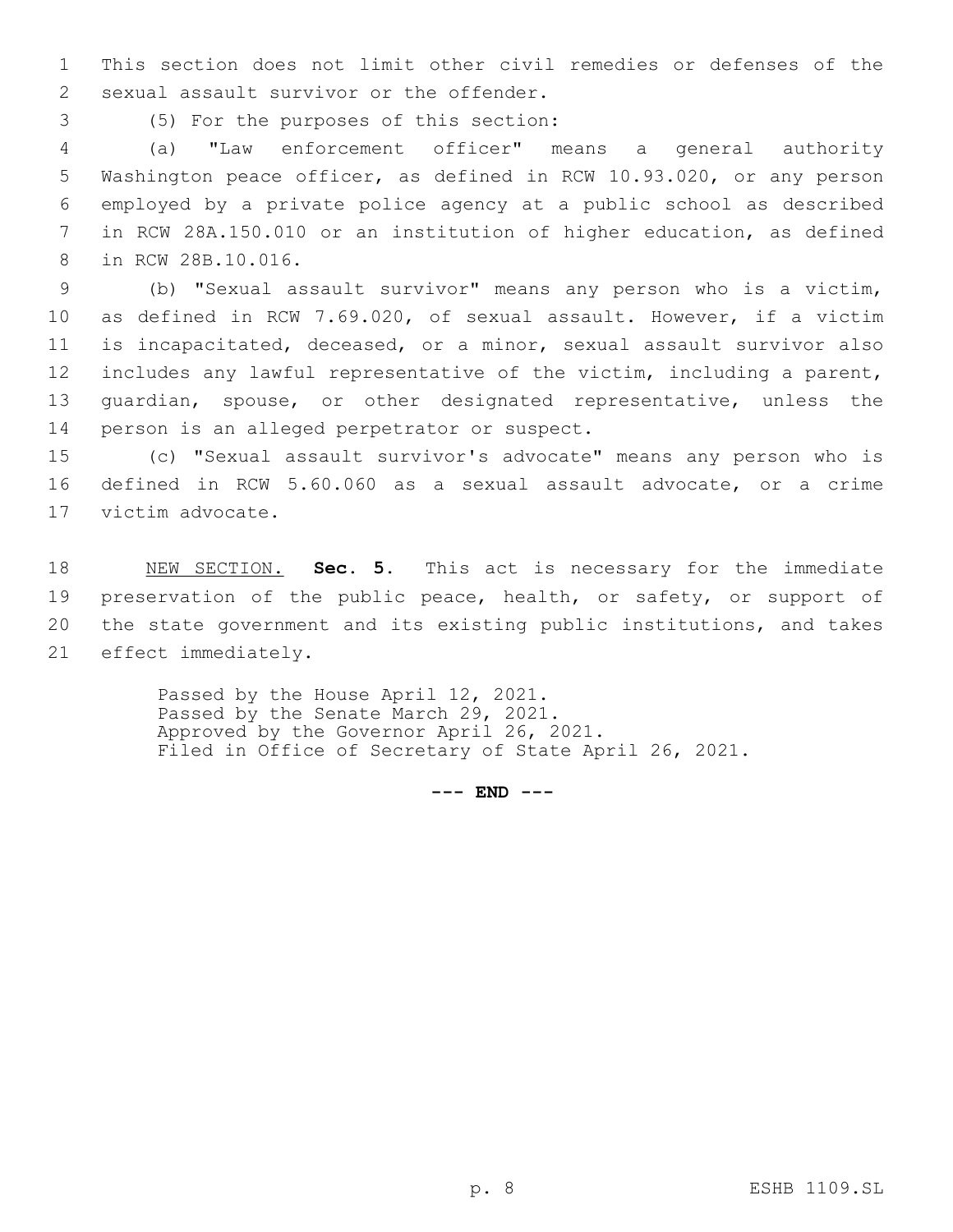This section does not limit other civil remedies or defenses of the sexual assault survivor or the offender.

(5) For the purposes of this section:

(a) "Law enforcement officer" means a general authority Washington peace officer, as defined in RCW 10.93.020, or any person employed by a private police agency at a public school as described in RCW 28A.150.010 or an institution of higher education, as defined in RCW 28B.10.016.

(b) "Sexual assault survivor" means any person who is a victim, as defined in RCW 7.69.020, of sexual assault. However, if a victim is incapacitated, deceased, or a minor, sexual assault survivor also includes any lawful representative of the victim, including a parent, guardian, spouse, or other designated representative, unless the person is an alleged perpetrator or suspect.

(c) "Sexual assault survivor's advocate" means any person who is defined in RCW 5.60.060 as a sexual assault advocate, or a crime victim advocate.

NEW SECTION. **Sec. 5.** This act is necessary for the immediate preservation of the public peace, health, or safety, or support of the state government and its existing public institutions, and takes effect immediately.

Passed by the House April 12, 2021.
Passed by the Senate March 29, 2021.
Approved by the Governor April 26, 2021.
Filed in Office of Secretary of State April 26, 2021.

**--- END ---**